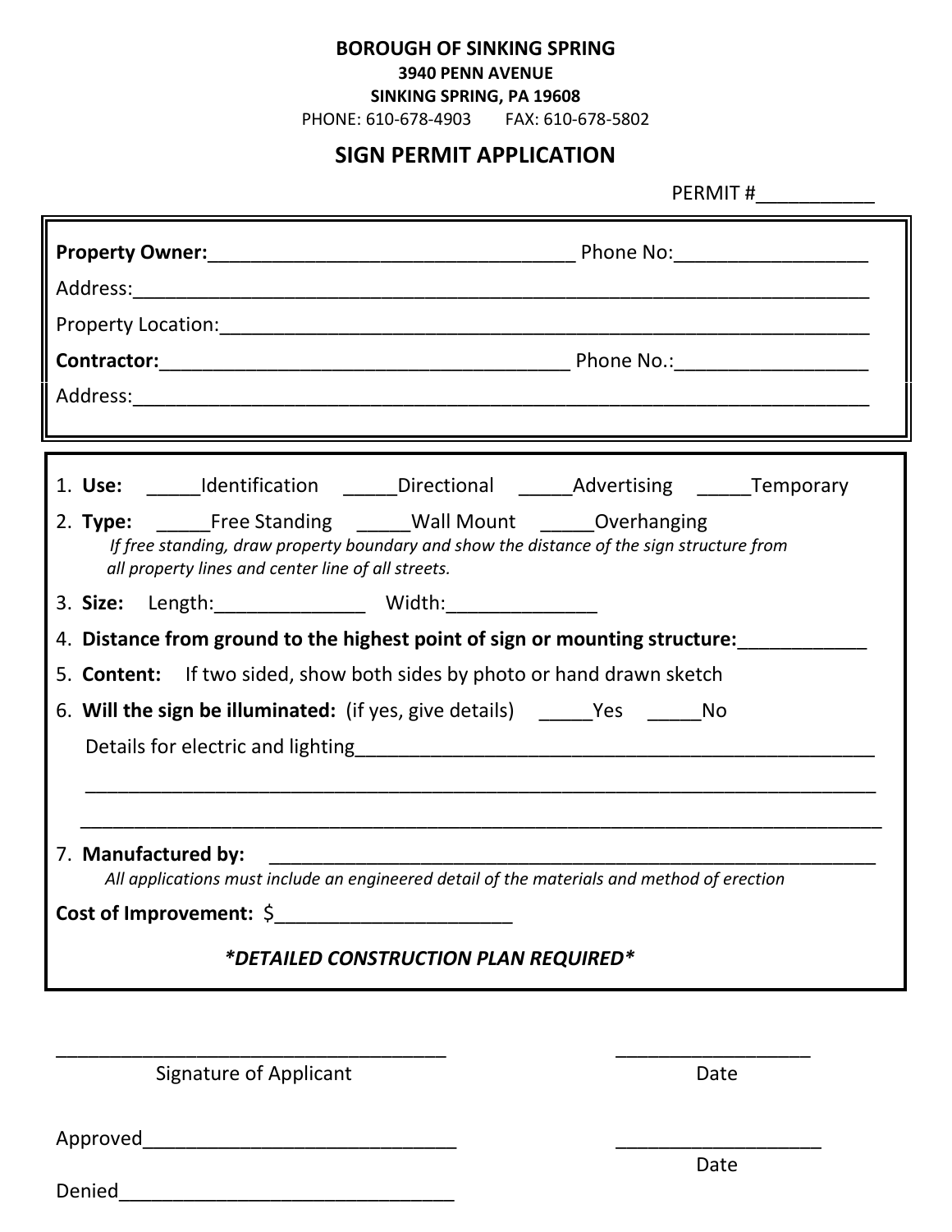**BOROUGH OF SINKING SPRING**
**3940 PENN AVENUE**
**SINKING SPRING, PA 19608**
PHONE: 610-678-4903 FAX: 610-678-5802

## SIGN PERMIT APPLICATION

PERMIT #___________

**Property Owner:**__________________________________ Phone No:_________________

Address:___________________________________________________________________

Property Location:___________________________________________________________

**Contractor:**______________________________________ Phone No.:_________________

Address:___________________________________________________________________

1. **Use:** _____Identification _____Directional _____Advertising _____Temporary
2. **Type:** _____Free Standing _____Wall Mount _____Overhanging
   *If free standing, draw property boundary and show the distance of the sign structure from all property lines and center line of all streets.*
3. **Size:** Length:______________ Width:______________
4. **Distance from ground to the highest point of sign or mounting structure:**____________
5. **Content:** If two sided, show both sides by photo or hand drawn sketch
6. **Will the sign be illuminated:** (if yes, give details) _____Yes _____No

   Details for electric and lighting___________________________________________________

   ________________________________________________________________________________

   ________________________________________________________________________________
7. **Manufactured by:** ___________________________________________________________
   *All applications must include an engineered detail of the materials and method of erection*

**Cost of Improvement:** $______________________

***DETAILED CONSTRUCTION PLAN REQUIRED***

_____________________________________ __________________
Signature of Applicant Date

Approved_____________________________ ___________________
Date

Denied_______________________________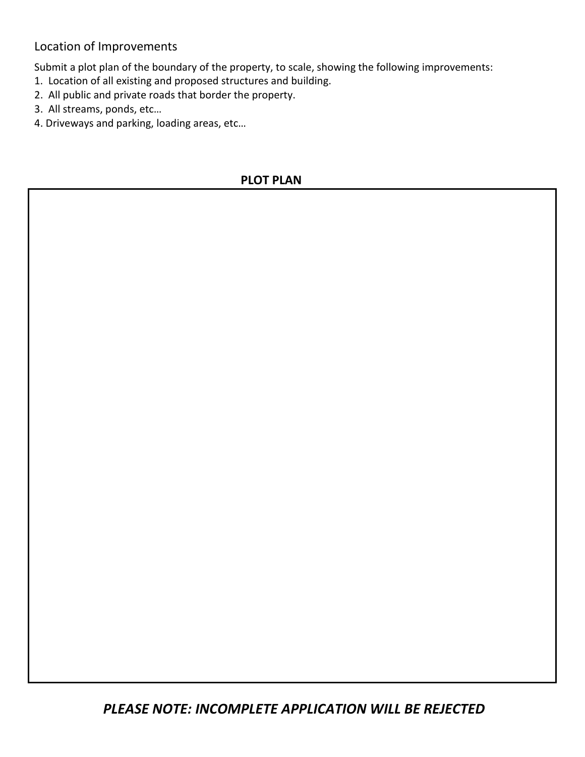Location of Improvements

Submit a plot plan of the boundary of the property, to scale, showing the following improvements:

1. Location of all existing and proposed structures and building.
2. All public and private roads that border the property.
3. All streams, ponds, etc…
4. Driveways and parking, loading areas, etc…

**PLOT PLAN**

***PLEASE NOTE: INCOMPLETE APPLICATION WILL BE REJECTED***